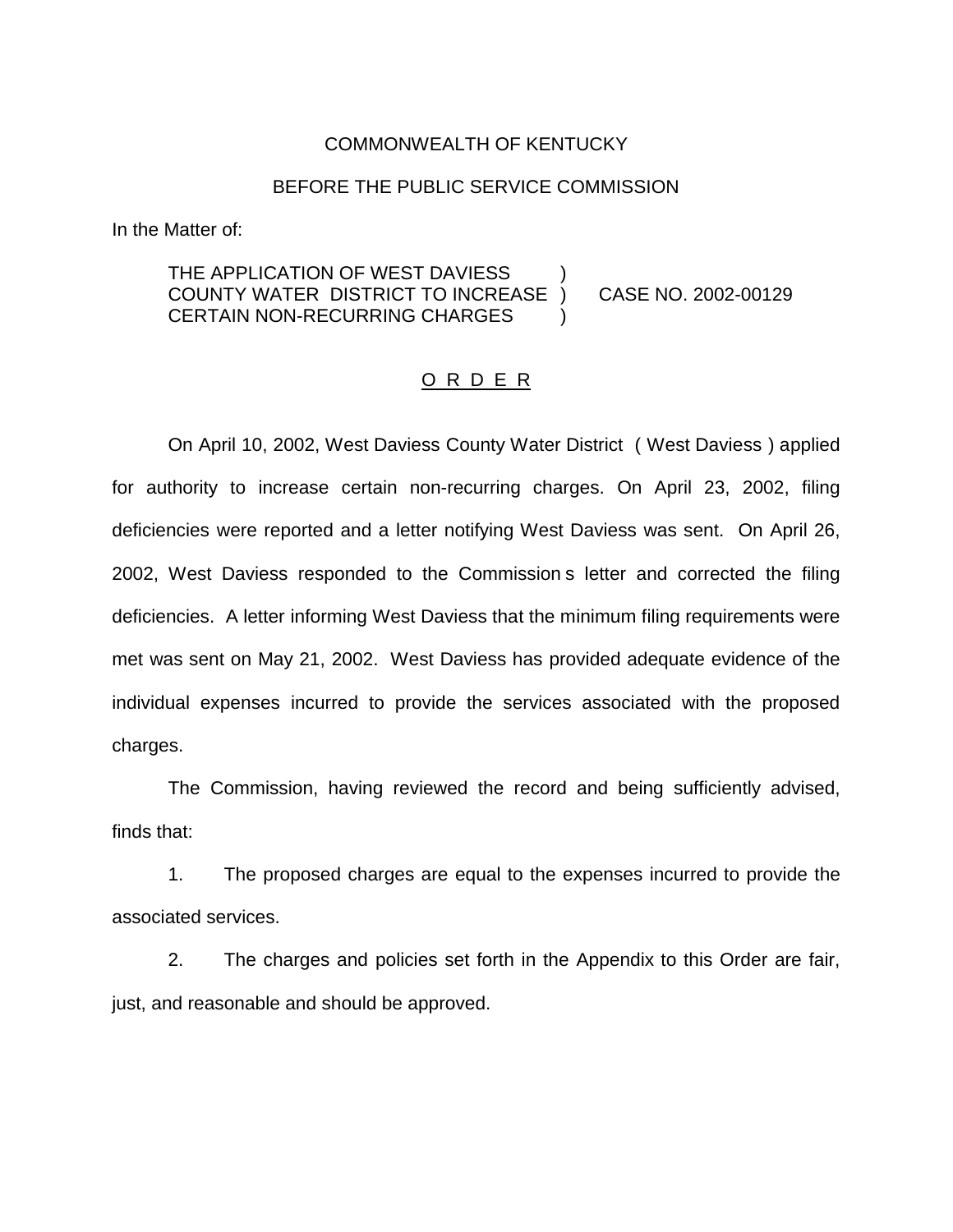COMMONWEALTH OF KENTUCKY

BEFORE THE PUBLIC SERVICE COMMISSION

In the Matter of:

THE APPLICATION OF WEST DAVIESS COUNTY WATER DISTRICT TO INCREASE CERTAIN NON-RECURRING CHARGES ) CASE NO. 2002-00129

## O R D E R

On April 10, 2002, West Daviess County Water District ( West Daviess ) applied for authority to increase certain non-recurring charges. On April 23, 2002, filing deficiencies were reported and a letter notifying West Daviess was sent. On April 26, 2002, West Daviess responded to the Commission s letter and corrected the filing deficiencies. A letter informing West Daviess that the minimum filing requirements were met was sent on May 21, 2002. West Daviess has provided adequate evidence of the individual expenses incurred to provide the services associated with the proposed charges.

The Commission, having reviewed the record and being sufficiently advised, finds that:

1. The proposed charges are equal to the expenses incurred to provide the associated services.

2. The charges and policies set forth in the Appendix to this Order are fair, just, and reasonable and should be approved.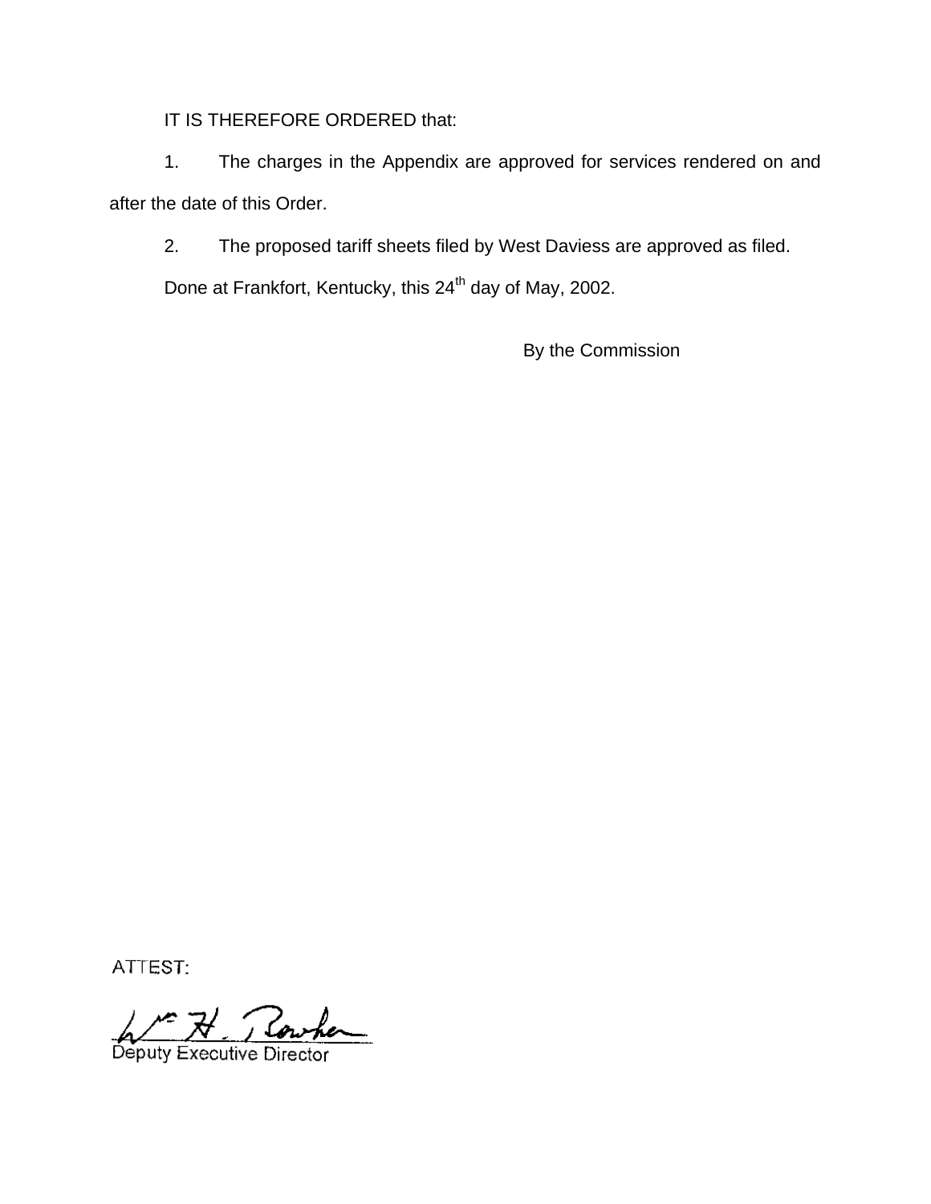IT IS THEREFORE ORDERED that:

1. The charges in the Appendix are approved for services rendered on and after the date of this Order.

2. The proposed tariff sheets filed by West Daviess are approved as filed.

Done at Frankfort, Kentucky, this 24th day of May, 2002.

By the Commission

ATTEST:

Deputy Executive Director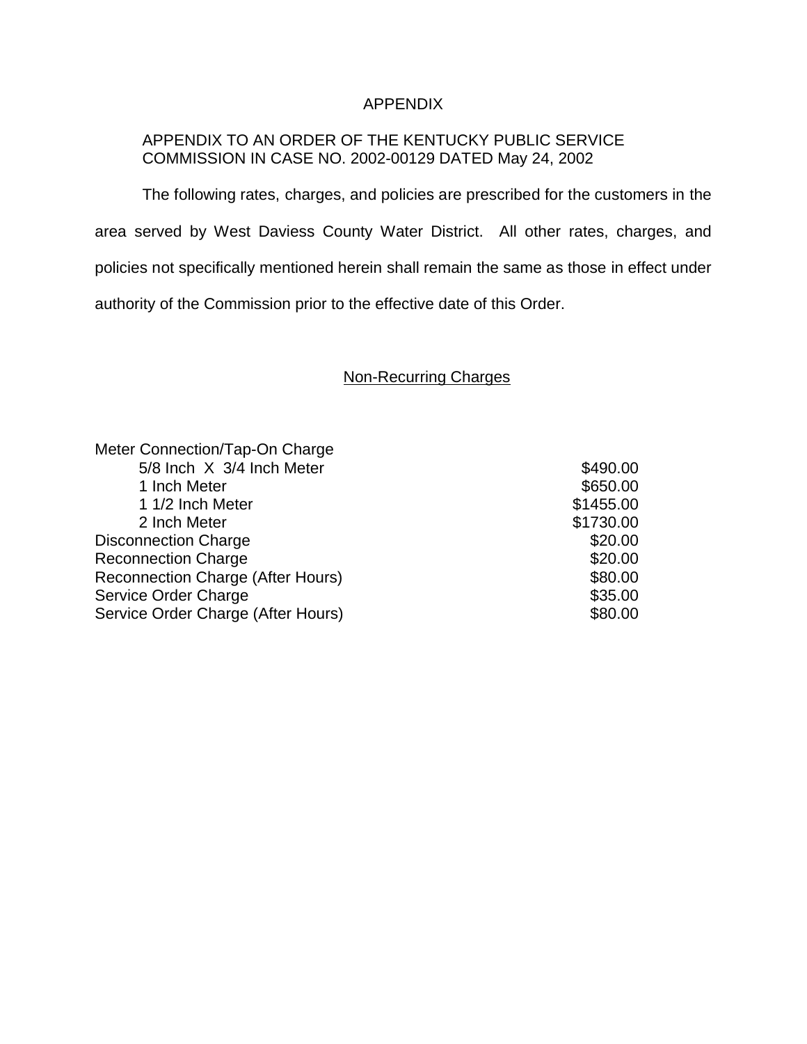# APPENDIX

APPENDIX TO AN ORDER OF THE KENTUCKY PUBLIC SERVICE COMMISSION IN CASE NO. 2002-00129 DATED May 24, 2002

The following rates, charges, and policies are prescribed for the customers in the area served by West Daviess County Water District. All other rates, charges, and policies not specifically mentioned herein shall remain the same as those in effect under authority of the Commission prior to the effective date of this Order.

## Non-Recurring Charges

| | |
|---|---|
| Meter Connection/Tap-On Charge | |
| 5/8 Inch X 3/4 Inch Meter | $490.00 |
| 1 Inch Meter | $650.00 |
| 1 1/2 Inch Meter | $1455.00 |
| 2 Inch Meter | $1730.00 |
| Disconnection Charge | $20.00 |
| Reconnection Charge | $20.00 |
| Reconnection Charge (After Hours) | $80.00 |
| Service Order Charge | $35.00 |
| Service Order Charge (After Hours) | $80.00 |